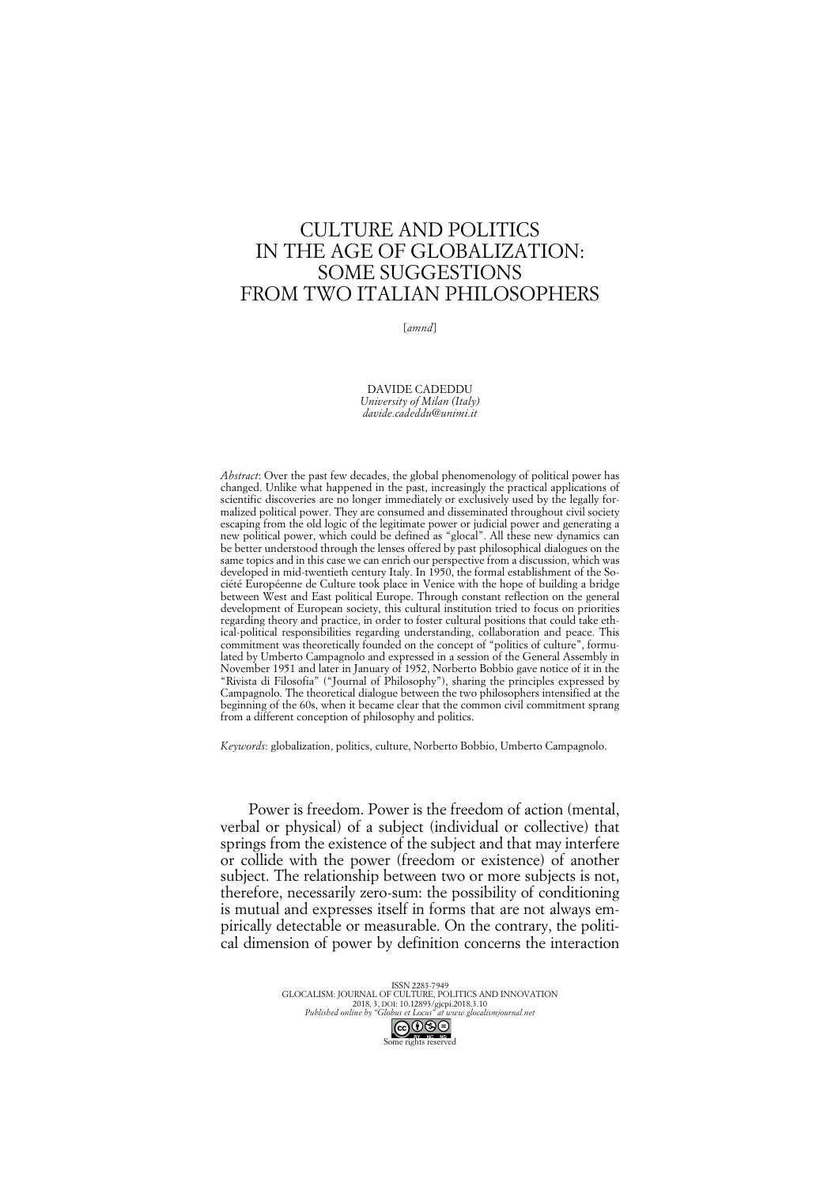# CULTURE AND POLITICS IN THE AGE OF GLOBALIZATION: SOME SUGGESTIONS FROM TWO ITALIAN PHILOSOPHERS

[*amnd*]

DAVIDE CADEDDU
*University of Milan (Italy)*
*davide.cadeddu@unimi.it*

*Abstract*: Over the past few decades, the global phenomenology of political power has changed. Unlike what happened in the past, increasingly the practical applications of scientific discoveries are no longer immediately or exclusively used by the legally formalized political power. They are consumed and disseminated throughout civil society escaping from the old logic of the legitimate power or judicial power and generating a new political power, which could be defined as "glocal". All these new dynamics can be better understood through the lenses offered by past philosophical dialogues on the same topics and in this case we can enrich our perspective from a discussion, which was developed in mid-twentieth century Italy. In 1950, the formal establishment of the Société Européenne de Culture took place in Venice with the hope of building a bridge between West and East political Europe. Through constant reflection on the general development of European society, this cultural institution tried to focus on priorities regarding theory and practice, in order to foster cultural positions that could take ethical-political responsibilities regarding understanding, collaboration and peace. This commitment was theoretically founded on the concept of "politics of culture", formulated by Umberto Campagnolo and expressed in a session of the General Assembly in November 1951 and later in January of 1952, Norberto Bobbio gave notice of it in the "Rivista di Filosofia" ("Journal of Philosophy"), sharing the principles expressed by Campagnolo. The theoretical dialogue between the two philosophers intensified at the beginning of the 60s, when it became clear that the common civil commitment sprang from a different conception of philosophy and politics.

*Keywords*: globalization, politics, culture, Norberto Bobbio, Umberto Campagnolo.

Power is freedom. Power is the freedom of action (mental, verbal or physical) of a subject (individual or collective) that springs from the existence of the subject and that may interfere or collide with the power (freedom or existence) of another subject. The relationship between two or more subjects is not, therefore, necessarily zero-sum: the possibility of conditioning is mutual and expresses itself in forms that are not always empirically detectable or measurable. On the contrary, the political dimension of power by definition concerns the interaction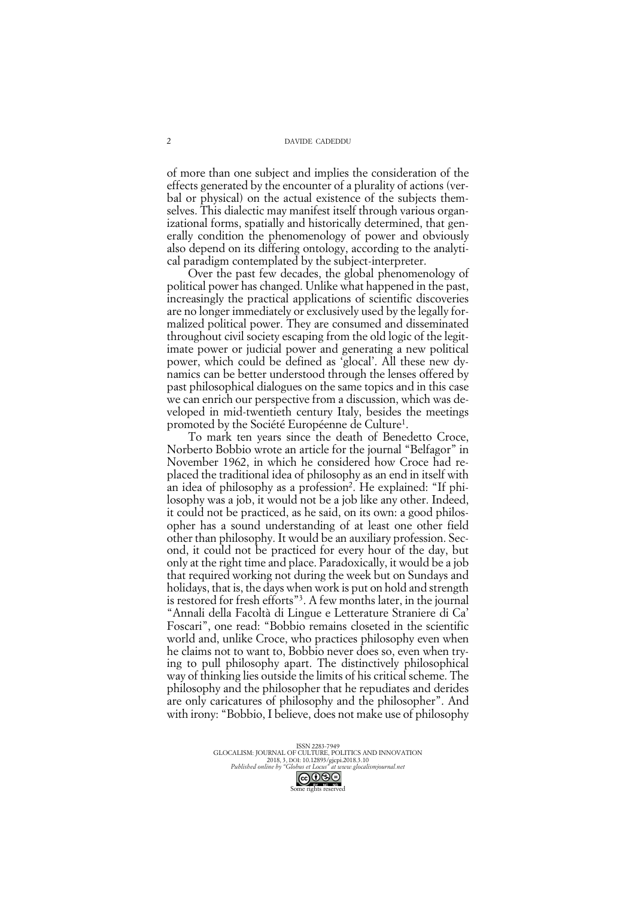of more than one subject and implies the consideration of the effects generated by the encounter of a plurality of actions (verbal or physical) on the actual existence of the subjects themselves. This dialectic may manifest itself through various organizational forms, spatially and historically determined, that generally condition the phenomenology of power and obviously also depend on its differing ontology, according to the analytical paradigm contemplated by the subject-interpreter.

Over the past few decades, the global phenomenology of political power has changed. Unlike what happened in the past, increasingly the practical applications of scientific discoveries are no longer immediately or exclusively used by the legally formalized political power. They are consumed and disseminated throughout civil society escaping from the old logic of the legitimate power or judicial power and generating a new political power, which could be defined as 'glocal'. All these new dynamics can be better understood through the lenses offered by past philosophical dialogues on the same topics and in this case we can enrich our perspective from a discussion, which was developed in mid-twentieth century Italy, besides the meetings promoted by the Société Européenne de Culture[1].

To mark ten years since the death of Benedetto Croce, Norberto Bobbio wrote an article for the journal "Belfagor" in November 1962, in which he considered how Croce had replaced the traditional idea of philosophy as an end in itself with an idea of philosophy as a profession[2]. He explained: "If philosophy was a job, it would not be a job like any other. Indeed, it could not be practiced, as he said, on its own: a good philosopher has a sound understanding of at least one other field other than philosophy. It would be an auxiliary profession. Second, it could not be practiced for every hour of the day, but only at the right time and place. Paradoxically, it would be a job that required working not during the week but on Sundays and holidays, that is, the days when work is put on hold and strength is restored for fresh efforts"[3]. A few months later, in the journal "Annali della Facoltà di Lingue e Letterature Straniere di Ca' Foscari", one read: "Bobbio remains closeted in the scientific world and, unlike Croce, who practices philosophy even when he claims not to want to, Bobbio never does so, even when trying to pull philosophy apart. The distinctively philosophical way of thinking lies outside the limits of his critical scheme. The philosophy and the philosopher that he repudiates and derides are only caricatures of philosophy and the philosopher". And with irony: "Bobbio, I believe, does not make use of philosophy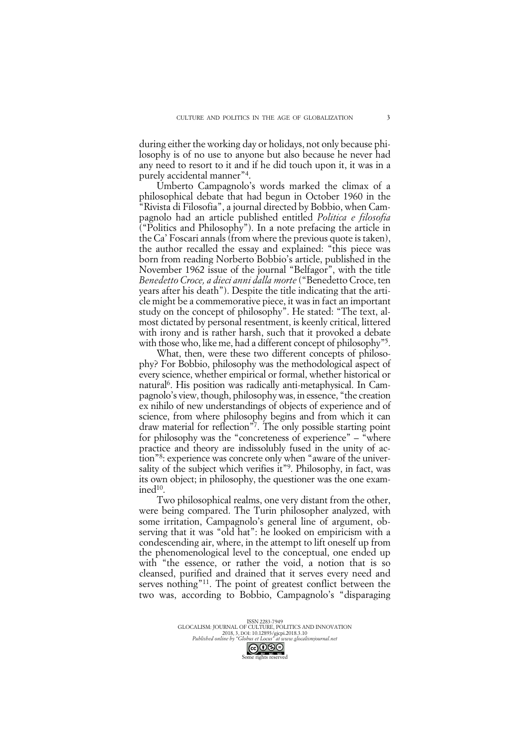during either the working day or holidays, not only because philosophy is of no use to anyone but also because he never had any need to resort to it and if he did touch upon it, it was in a purely accidental manner"[4].

Umberto Campagnolo's words marked the climax of a philosophical debate that had begun in October 1960 in the "Rivista di Filosofia", a journal directed by Bobbio, when Campagnolo had an article published entitled *Politica e filosofia* ("Politics and Philosophy"). In a note prefacing the article in the Ca' Foscari annals (from where the previous quote is taken), the author recalled the essay and explained: "this piece was born from reading Norberto Bobbio's article, published in the November 1962 issue of the journal "Belfagor", with the title *Benedetto Croce, a dieci anni dalla morte* ("Benedetto Croce, ten years after his death"). Despite the title indicating that the article might be a commemorative piece, it was in fact an important study on the concept of philosophy". He stated: "The text, almost dictated by personal resentment, is keenly critical, littered with irony and is rather harsh, such that it provoked a debate with those who, like me, had a different concept of philosophy"[5].

What, then, were these two different concepts of philosophy? For Bobbio, philosophy was the methodological aspect of every science, whether empirical or formal, whether historical or natural[6]. His position was radically anti-metaphysical. In Campagnolo's view, though, philosophy was, in essence, "the creation ex nihilo of new understandings of objects of experience and of science, from where philosophy begins and from which it can draw material for reflection"[7]. The only possible starting point for philosophy was the "concreteness of experience" – "where practice and theory are indissolubly fused in the unity of action"[8]: experience was concrete only when "aware of the universality of the subject which verifies it"[9]. Philosophy, in fact, was its own object; in philosophy, the questioner was the one examined[10].

Two philosophical realms, one very distant from the other, were being compared. The Turin philosopher analyzed, with some irritation, Campagnolo's general line of argument, observing that it was "old hat": he looked on empiricism with a condescending air, where, in the attempt to lift oneself up from the phenomenological level to the conceptual, one ended up with "the essence, or rather the void, a notion that is so cleansed, purified and drained that it serves every need and serves nothing"[11]. The point of greatest conflict between the two was, according to Bobbio, Campagnolo's "disparaging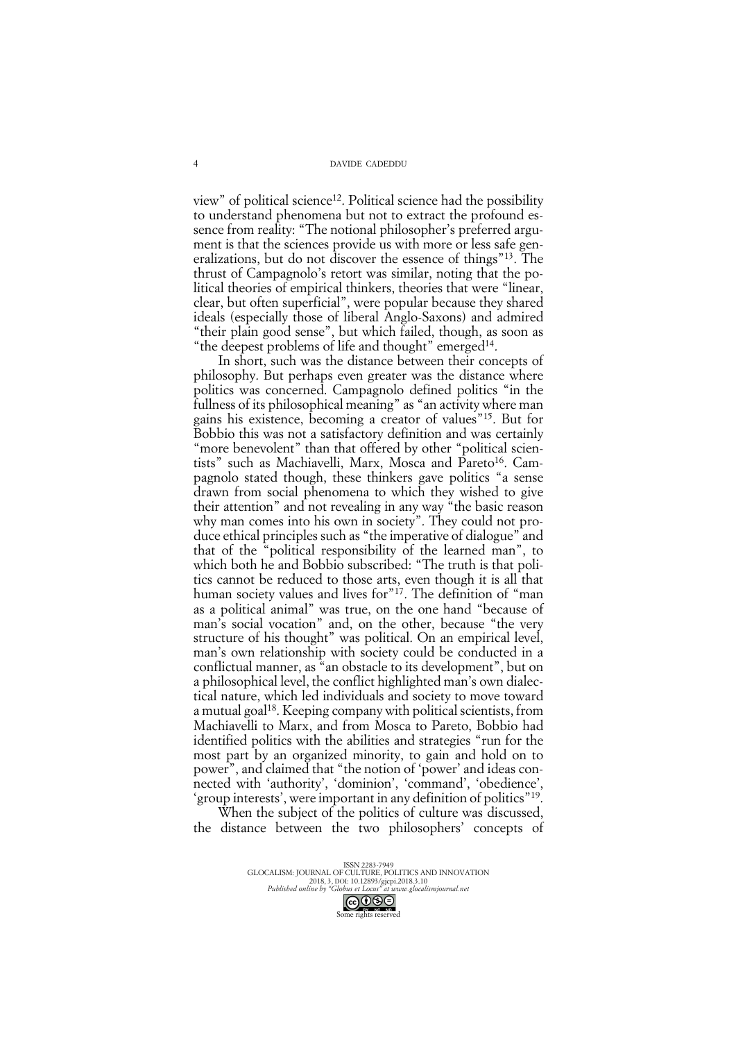view" of political science[12]. Political science had the possibility to understand phenomena but not to extract the profound essence from reality: "The notional philosopher's preferred argument is that the sciences provide us with more or less safe generalizations, but do not discover the essence of things"[13]. The thrust of Campagnolo's retort was similar, noting that the political theories of empirical thinkers, theories that were "linear, clear, but often superficial", were popular because they shared ideals (especially those of liberal Anglo-Saxons) and admired "their plain good sense", but which failed, though, as soon as "the deepest problems of life and thought" emerged[14].

In short, such was the distance between their concepts of philosophy. But perhaps even greater was the distance where politics was concerned. Campagnolo defined politics "in the fullness of its philosophical meaning" as "an activity where man gains his existence, becoming a creator of values"[15]. But for Bobbio this was not a satisfactory definition and was certainly "more benevolent" than that offered by other "political scientists" such as Machiavelli, Marx, Mosca and Pareto[16]. Campagnolo stated though, these thinkers gave politics "a sense drawn from social phenomena to which they wished to give their attention" and not revealing in any way "the basic reason why man comes into his own in society". They could not produce ethical principles such as "the imperative of dialogue" and that of the "political responsibility of the learned man", to which both he and Bobbio subscribed: "The truth is that politics cannot be reduced to those arts, even though it is all that human society values and lives for"[17]. The definition of "man as a political animal" was true, on the one hand "because of man's social vocation" and, on the other, because "the very structure of his thought" was political. On an empirical level, man's own relationship with society could be conducted in a conflictual manner, as "an obstacle to its development", but on a philosophical level, the conflict highlighted man's own dialectical nature, which led individuals and society to move toward a mutual goal[18]. Keeping company with political scientists, from Machiavelli to Marx, and from Mosca to Pareto, Bobbio had identified politics with the abilities and strategies "run for the most part by an organized minority, to gain and hold on to power", and claimed that "the notion of 'power' and ideas connected with 'authority', 'dominion', 'command', 'obedience', 'group interests', were important in any definition of politics"[19].

When the subject of the politics of culture was discussed, the distance between the two philosophers' concepts of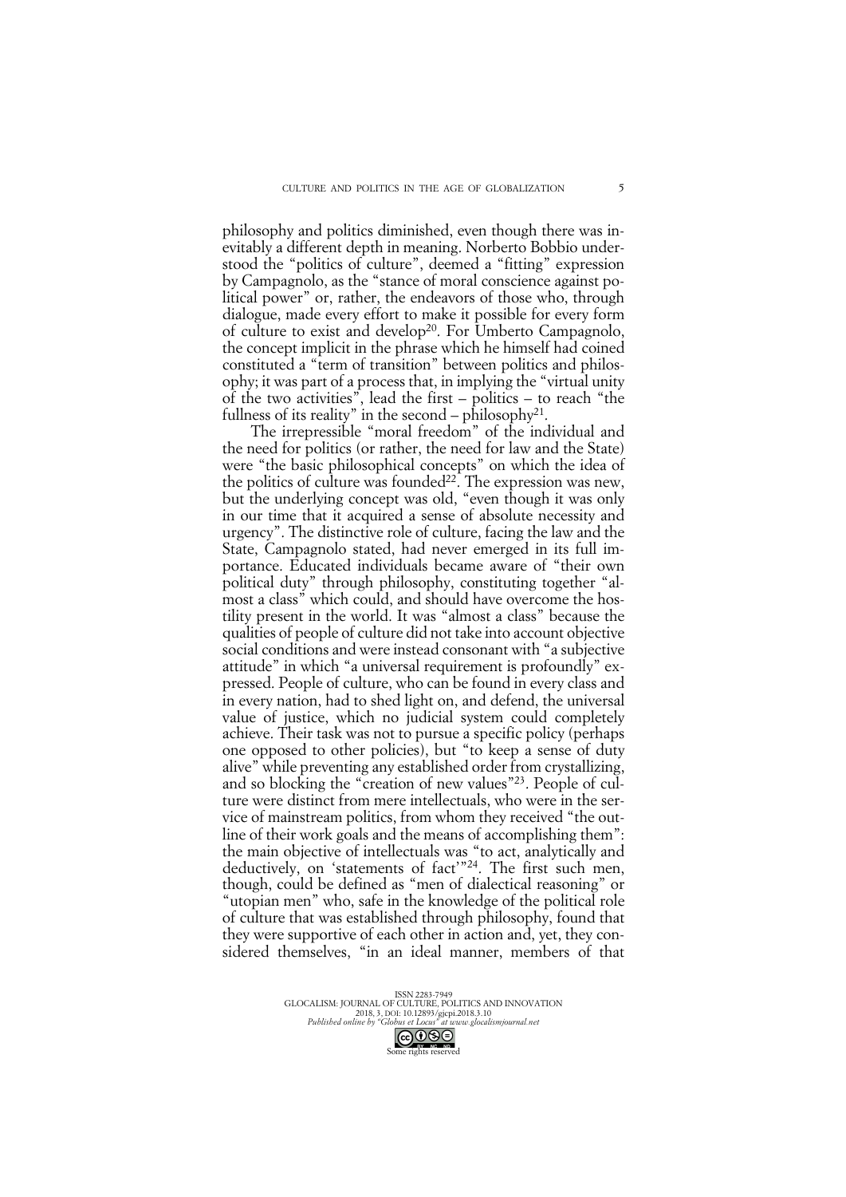philosophy and politics diminished, even though there was inevitably a different depth in meaning. Norberto Bobbio understood the "politics of culture", deemed a "fitting" expression by Campagnolo, as the "stance of moral conscience against political power" or, rather, the endeavors of those who, through dialogue, made every effort to make it possible for every form of culture to exist and develop[20]. For Umberto Campagnolo, the concept implicit in the phrase which he himself had coined constituted a "term of transition" between politics and philosophy; it was part of a process that, in implying the "virtual unity of the two activities", lead the first – politics – to reach "the fullness of its reality" in the second – philosophy[21].

The irrepressible "moral freedom" of the individual and the need for politics (or rather, the need for law and the State) were "the basic philosophical concepts" on which the idea of the politics of culture was founded[22]. The expression was new, but the underlying concept was old, "even though it was only in our time that it acquired a sense of absolute necessity and urgency". The distinctive role of culture, facing the law and the State, Campagnolo stated, had never emerged in its full importance. Educated individuals became aware of "their own political duty" through philosophy, constituting together "almost a class" which could, and should have overcome the hostility present in the world. It was "almost a class" because the qualities of people of culture did not take into account objective social conditions and were instead consonant with "a subjective attitude" in which "a universal requirement is profoundly" expressed. People of culture, who can be found in every class and in every nation, had to shed light on, and defend, the universal value of justice, which no judicial system could completely achieve. Their task was not to pursue a specific policy (perhaps one opposed to other policies), but "to keep a sense of duty alive" while preventing any established order from crystallizing, and so blocking the "creation of new values"[23]. People of culture were distinct from mere intellectuals, who were in the service of mainstream politics, from whom they received "the outline of their work goals and the means of accomplishing them": the main objective of intellectuals was "to act, analytically and deductively, on 'statements of fact'"[24]. The first such men, though, could be defined as "men of dialectical reasoning" or "utopian men" who, safe in the knowledge of the political role of culture that was established through philosophy, found that they were supportive of each other in action and, yet, they considered themselves, "in an ideal manner, members of that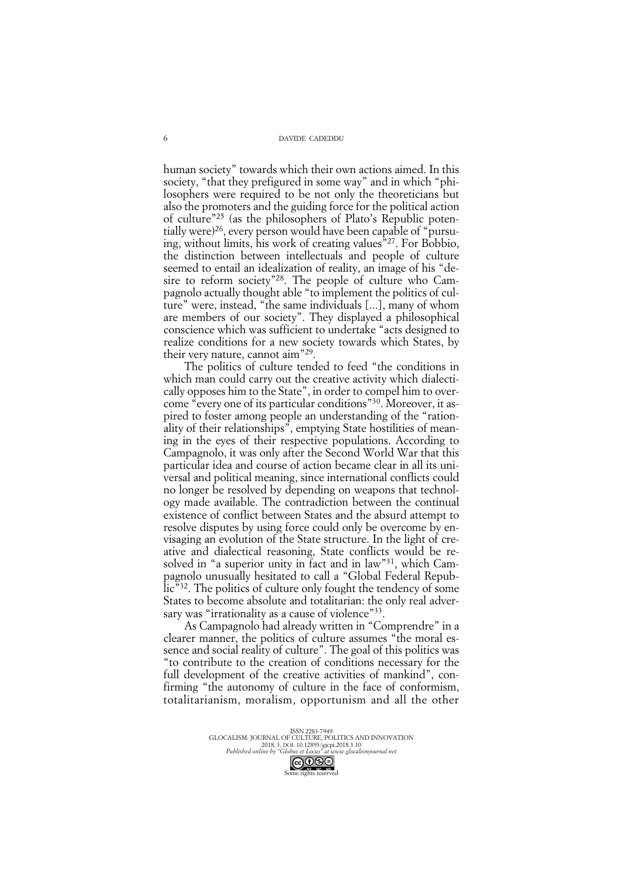human society" towards which their own actions aimed. In this society, "that they prefigured in some way" and in which "philosophers were required to be not only the theoreticians but also the promoters and the guiding force for the political action of culture"[25] (as the philosophers of Plato's Republic potentially were)[26], every person would have been capable of "pursuing, without limits, his work of creating values"[27]. For Bobbio, the distinction between intellectuals and people of culture seemed to entail an idealization of reality, an image of his "desire to reform society"[28]. The people of culture who Campagnolo actually thought able "to implement the politics of culture" were, instead, "the same individuals [...], many of whom are members of our society". They displayed a philosophical conscience which was sufficient to undertake "acts designed to realize conditions for a new society towards which States, by their very nature, cannot aim"[29].

The politics of culture tended to feed "the conditions in which man could carry out the creative activity which dialectically opposes him to the State", in order to compel him to overcome "every one of its particular conditions"[30]. Moreover, it aspired to foster among people an understanding of the "rationality of their relationships", emptying State hostilities of meaning in the eyes of their respective populations. According to Campagnolo, it was only after the Second World War that this particular idea and course of action became clear in all its universal and political meaning, since international conflicts could no longer be resolved by depending on weapons that technology made available. The contradiction between the continual existence of conflict between States and the absurd attempt to resolve disputes by using force could only be overcome by envisaging an evolution of the State structure. In the light of creative and dialectical reasoning, State conflicts would be resolved in "a superior unity in fact and in law"[31], which Campagnolo unusually hesitated to call a "Global Federal Republic"[32]. The politics of culture only fought the tendency of some States to become absolute and totalitarian: the only real adversary was "irrationality as a cause of violence"[33].

As Campagnolo had already written in "Comprendre" in a clearer manner, the politics of culture assumes "the moral essence and social reality of culture". The goal of this politics was "to contribute to the creation of conditions necessary for the full development of the creative activities of mankind", confirming "the autonomy of culture in the face of conformism, totalitarianism, moralism, opportunism and all the other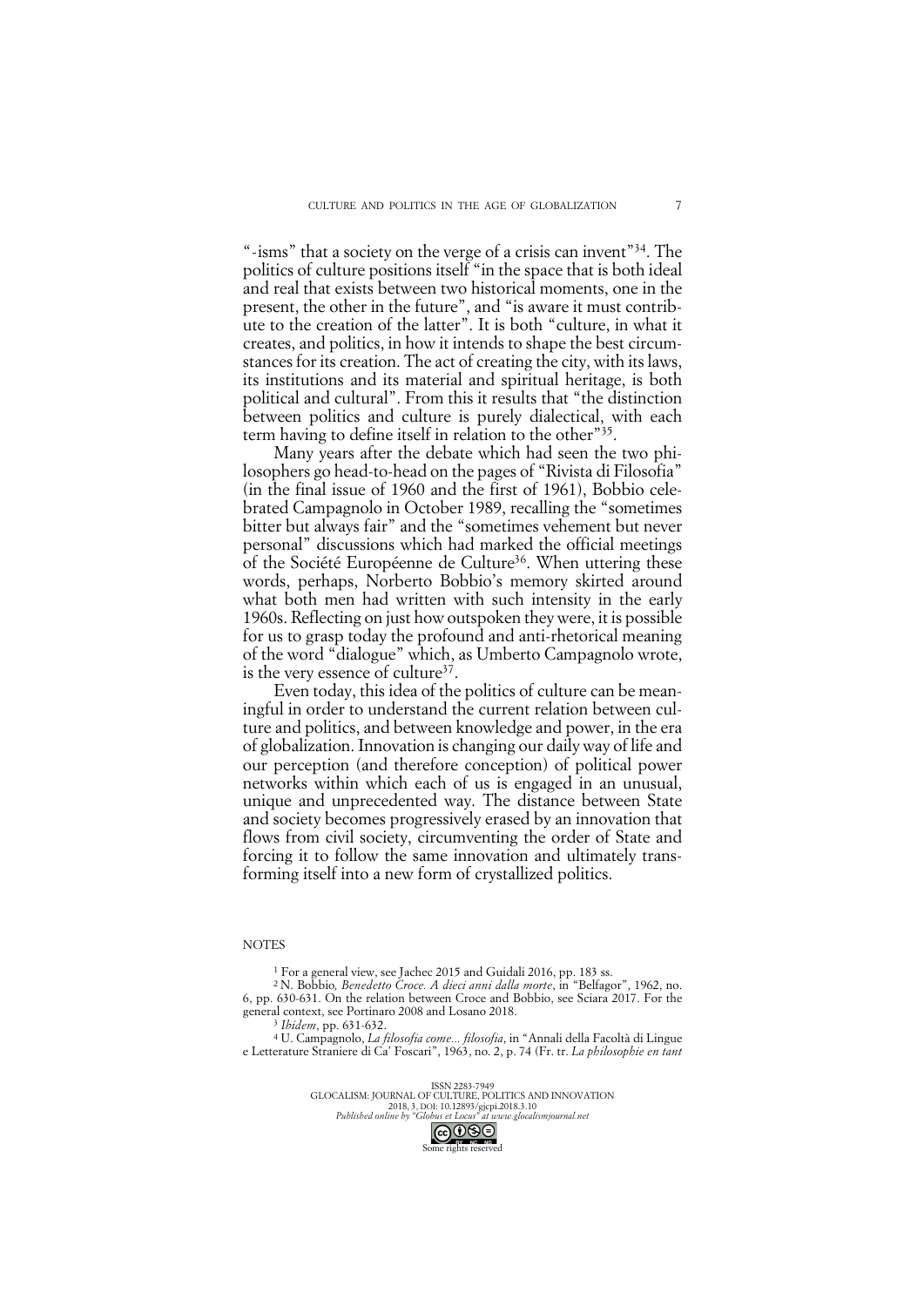"-isms" that a society on the verge of a crisis can invent"[34]. The politics of culture positions itself "in the space that is both ideal and real that exists between two historical moments, one in the present, the other in the future", and "is aware it must contribute to the creation of the latter". It is both "culture, in what it creates, and politics, in how it intends to shape the best circumstances for its creation. The act of creating the city, with its laws, its institutions and its material and spiritual heritage, is both political and cultural". From this it results that "the distinction between politics and culture is purely dialectical, with each term having to define itself in relation to the other"[35].

Many years after the debate which had seen the two philosophers go head-to-head on the pages of "Rivista di Filosofia" (in the final issue of 1960 and the first of 1961), Bobbio celebrated Campagnolo in October 1989, recalling the "sometimes bitter but always fair" and the "sometimes vehement but never personal" discussions which had marked the official meetings of the Société Européenne de Culture[36]. When uttering these words, perhaps, Norberto Bobbio's memory skirted around what both men had written with such intensity in the early 1960s. Reflecting on just how outspoken they were, it is possible for us to grasp today the profound and anti-rhetorical meaning of the word "dialogue" which, as Umberto Campagnolo wrote, is the very essence of culture[37].

Even today, this idea of the politics of culture can be meaningful in order to understand the current relation between culture and politics, and between knowledge and power, in the era of globalization. Innovation is changing our daily way of life and our perception (and therefore conception) of political power networks within which each of us is engaged in an unusual, unique and unprecedented way. The distance between State and society becomes progressively erased by an innovation that flows from civil society, circumventing the order of State and forcing it to follow the same innovation and ultimately transforming itself into a new form of crystallized politics.

NOTES

[1] For a general view, see Jachec 2015 and Guidali 2016, pp. 183 ss.

[2] N. Bobbio, *Benedetto Croce. A dieci anni dalla morte*, in "Belfagor", 1962, no. 6, pp. 630-631. On the relation between Croce and Bobbio, see Sciara 2017. For the general context, see Portinaro 2008 and Losano 2018.

[3] *Ibidem*, pp. 631-632.

[4] U. Campagnolo, *La filosofia come... filosofia*, in "Annali della Facoltà di Lingue e Letterature Straniere di Ca' Foscari", 1963, no. 2, p. 74 (Fr. tr. *La philosophie en tant*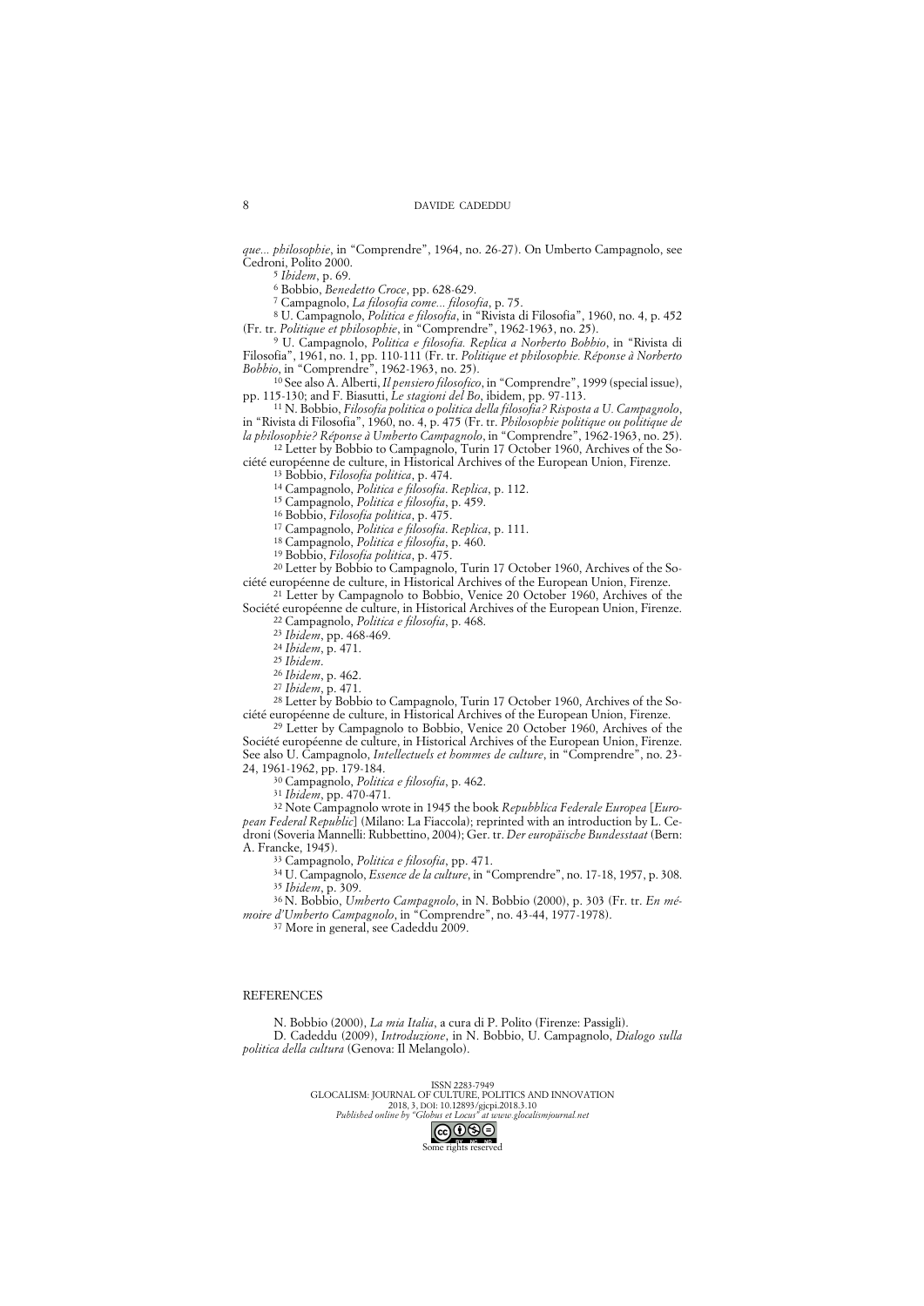*que... philosophie*, in "Comprendre", 1964, no. 26-27). On Umberto Campagnolo, see Cedroni, Polito 2000.

[5] *Ibidem*, p. 69.

[6] Bobbio, *Benedetto Croce*, pp. 628-629.

[7] Campagnolo, *La filosofia come... filosofia*, p. 75.

[8] U. Campagnolo, *Politica e filosofia*, in "Rivista di Filosofia", 1960, no. 4, p. 452 (Fr. tr. *Politique et philosophie*, in "Comprendre", 1962-1963, no. 25).

[9] U. Campagnolo, *Politica e filosofia. Replica a Norberto Bobbio*, in "Rivista di Filosofia", 1961, no. 1, pp. 110-111 (Fr. tr. *Politique et philosophie. Réponse à Norberto Bobbio*, in "Comprendre", 1962-1963, no. 25).

[10] See also A. Alberti, *Il pensiero filosofico*, in "Comprendre", 1999 (special issue), pp. 115-130; and F. Biasutti, *Le stagioni del Bo*, ibidem, pp. 97-113.

[11] N. Bobbio, *Filosofia politica o politica della filosofia? Risposta a U. Campagnolo*, in "Rivista di Filosofia", 1960, no. 4, p. 475 (Fr. tr. *Philosophie politique ou politique de la philosophie? Réponse à Umberto Campagnolo*, in "Comprendre", 1962-1963, no. 25).

[12] Letter by Bobbio to Campagnolo, Turin 17 October 1960, Archives of the Société européenne de culture, in Historical Archives of the European Union, Firenze.

[13] Bobbio, *Filosofia politica*, p. 474.

[14] Campagnolo, *Politica e filosofia. Replica*, p. 112.

[15] Campagnolo, *Politica e filosofia*, p. 459.

[16] Bobbio, *Filosofia politica*, p. 475.

[17] Campagnolo, *Politica e filosofia. Replica*, p. 111.

[18] Campagnolo, *Politica e filosofia*, p. 460.

[19] Bobbio, *Filosofia politica*, p. 475.

[20] Letter by Bobbio to Campagnolo, Turin 17 October 1960, Archives of the Société européenne de culture, in Historical Archives of the European Union, Firenze.

[21] Letter by Campagnolo to Bobbio, Venice 20 October 1960, Archives of the Société européenne de culture, in Historical Archives of the European Union, Firenze.

[22] Campagnolo, *Politica e filosofia*, p. 468.

[23] *Ibidem*, pp. 468-469.

[24] *Ibidem*, p. 471.

[25] *Ibidem*.

[26] *Ibidem*, p. 462.

[27] *Ibidem*, p. 471.

[28] Letter by Bobbio to Campagnolo, Turin 17 October 1960, Archives of the Société européenne de culture, in Historical Archives of the European Union, Firenze.

[29] Letter by Campagnolo to Bobbio, Venice 20 October 1960, Archives of the Société européenne de culture, in Historical Archives of the European Union, Firenze. See also U. Campagnolo, *Intellectuels et hommes de culture*, in "Comprendre", no. 23-24, 1961-1962, pp. 179-184.

[30] Campagnolo, *Politica e filosofia*, p. 462.

[31] *Ibidem*, pp. 470-471.

[32] Note Campagnolo wrote in 1945 the book *Repubblica Federale Europea* [*European Federal Republic*] (Milano: La Fiaccola); reprinted with an introduction by L. Cedroni (Soveria Mannelli: Rubbettino, 2004); Ger. tr. *Der europäische Bundesstaat* (Bern: A. Francke, 1945).

[33] Campagnolo, *Politica e filosofia*, pp. 471.

[34] U. Campagnolo, *Essence de la culture*, in "Comprendre", no. 17-18, 1957, p. 308.

[35] *Ibidem*, p. 309.

[36] N. Bobbio, *Umberto Campagnolo*, in N. Bobbio (2000), p. 303 (Fr. tr. *En mémoire d'Umberto Campagnolo*, in "Comprendre", no. 43-44, 1977-1978).

[37] More in general, see Cadeddu 2009.

## REFERENCES

N. Bobbio (2000), *La mia Italia*, a cura di P. Polito (Firenze: Passigli).

D. Cadeddu (2009), *Introduzione*, in N. Bobbio, U. Campagnolo, *Dialogo sulla politica della cultura* (Genova: Il Melangolo).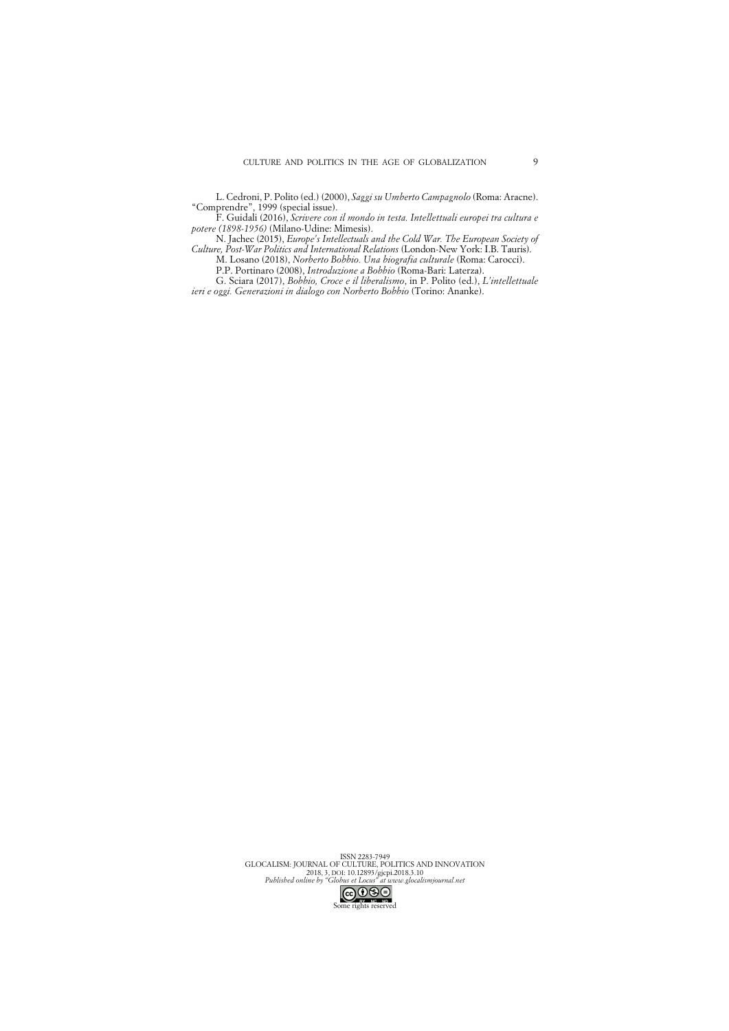L. Cedroni, P. Polito (ed.) (2000), *Saggi su Umberto Campagnolo* (Roma: Aracne).

"Comprendre", 1999 (special issue).

F. Guidali (2016), *Scrivere con il mondo in testa. Intellettuali europei tra cultura e potere (1898-1956)* (Milano-Udine: Mimesis).

N. Jachec (2015), *Europe's Intellectuals and the Cold War. The European Society of Culture, Post-War Politics and International Relations* (London-New York: I.B. Tauris).

M. Losano (2018), *Norberto Bobbio. Una biografia culturale* (Roma: Carocci).

P.P. Portinaro (2008), *Introduzione a Bobbio* (Roma-Bari: Laterza).

G. Sciara (2017), *Bobbio, Croce e il liberalismo*, in P. Polito (ed.), *L'intellettuale ieri e oggi. Generazioni in dialogo con Norberto Bobbio* (Torino: Ananke).